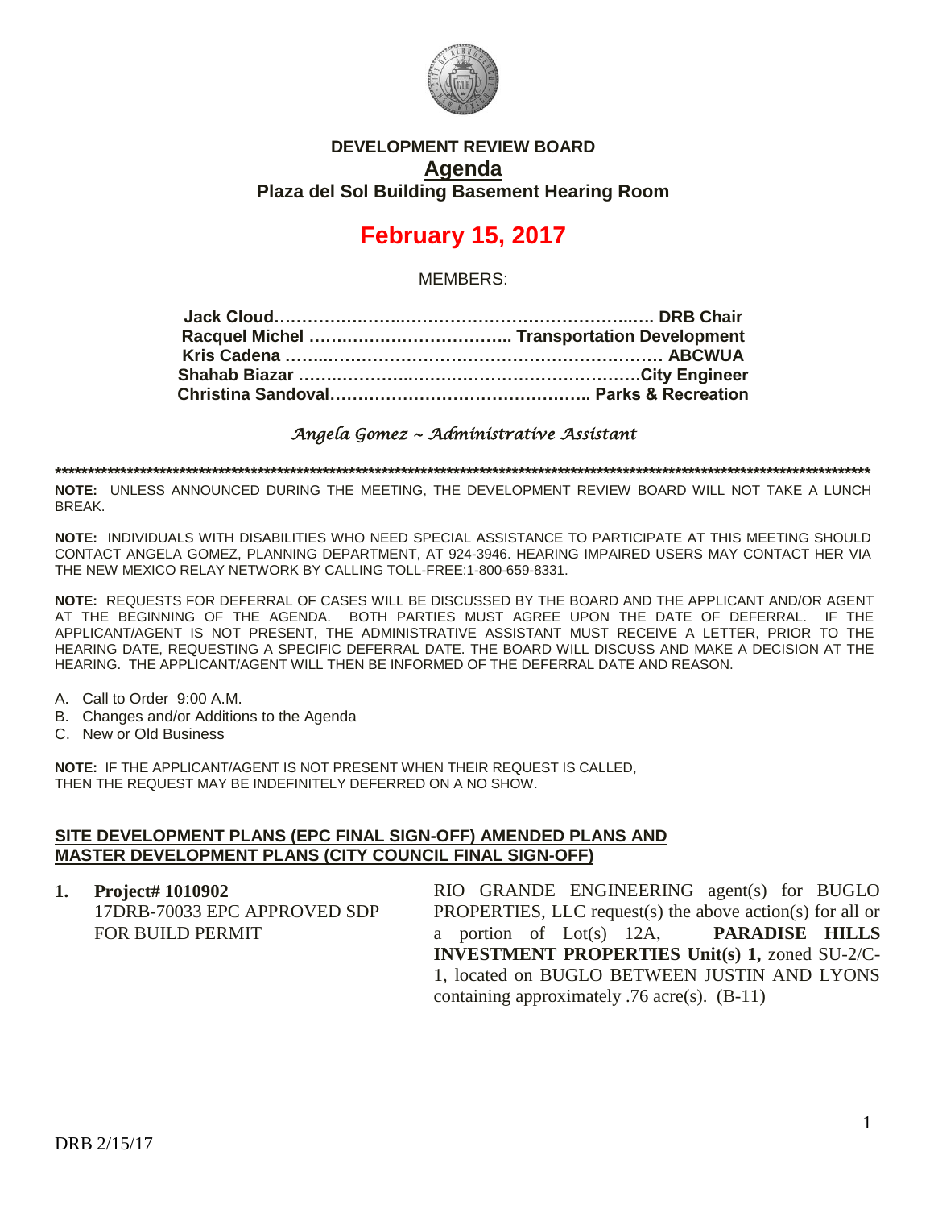# DEVELOPMENT REVIEW BOARD

## Agenda

### Plaza del Sol Building Basement Hearing Room

# February 15, 2017

MEMBERS:

**Jack Cloud……………………………………………………….. DRB Chair**
**Racquel Michel ……………………………….. Transportation Development**
**Kris Cadena ……………………………………………………… ABCWUA**
**Shahab Biazar ……………………………………………………City Engineer**
**Christina Sandoval……………………………………….. Parks & Recreation**

*Angela Gomez ~ Administrative Assistant*

**\*\*\*\*\*\*\*\*\*\*\*\*\*\*\*\*\*\*\*\*\*\*\*\*\*\*\*\*\*\*\*\*\*\*\*\*\*\*\*\*\*\*\*\*\*\*\*\*\*\*\*\*\*\*\*\*\*\*\*\*\*\*\*\*\*\*\*\*\*\*\*\*\*\*\*\*\*\*\*\*\*\*\*\*\*\*\*\*\*\*\*\*\*\*\*\*\*\*\*\*\*\*\*\*\*\*\*\*\*\*\*\*\*\*\*\*\*\*\*\*\*\***

**NOTE:** UNLESS ANNOUNCED DURING THE MEETING, THE DEVELOPMENT REVIEW BOARD WILL NOT TAKE A LUNCH BREAK.

**NOTE:** INDIVIDUALS WITH DISABILITIES WHO NEED SPECIAL ASSISTANCE TO PARTICIPATE AT THIS MEETING SHOULD CONTACT ANGELA GOMEZ, PLANNING DEPARTMENT, AT 924-3946. HEARING IMPAIRED USERS MAY CONTACT HER VIA THE NEW MEXICO RELAY NETWORK BY CALLING TOLL-FREE:1-800-659-8331.

**NOTE:** REQUESTS FOR DEFERRAL OF CASES WILL BE DISCUSSED BY THE BOARD AND THE APPLICANT AND/OR AGENT AT THE BEGINNING OF THE AGENDA. BOTH PARTIES MUST AGREE UPON THE DATE OF DEFERRAL. IF THE APPLICANT/AGENT IS NOT PRESENT, THE ADMINISTRATIVE ASSISTANT MUST RECEIVE A LETTER, PRIOR TO THE HEARING DATE, REQUESTING A SPECIFIC DEFERRAL DATE. THE BOARD WILL DISCUSS AND MAKE A DECISION AT THE HEARING. THE APPLICANT/AGENT WILL THEN BE INFORMED OF THE DEFERRAL DATE AND REASON.

A. Call to Order 9:00 A.M.
B. Changes and/or Additions to the Agenda
C. New or Old Business

**NOTE:** IF THE APPLICANT/AGENT IS NOT PRESENT WHEN THEIR REQUEST IS CALLED, THEN THE REQUEST MAY BE INDEFINITELY DEFERRED ON A NO SHOW.

**SITE DEVELOPMENT PLANS (EPC FINAL SIGN-OFF) AMENDED PLANS AND MASTER DEVELOPMENT PLANS (CITY COUNCIL FINAL SIGN-OFF)**

1. **Project# 1010902**
   17DRB-70033 EPC APPROVED SDP FOR BUILD PERMIT

   RIO GRANDE ENGINEERING agent(s) for BUGLO PROPERTIES, LLC request(s) the above action(s) for all or a portion of Lot(s) 12A, **PARADISE HILLS INVESTMENT PROPERTIES Unit(s) 1,** zoned SU-2/C-1, located on BUGLO BETWEEN JUSTIN AND LYONS containing approximately .76 acre(s). (B-11)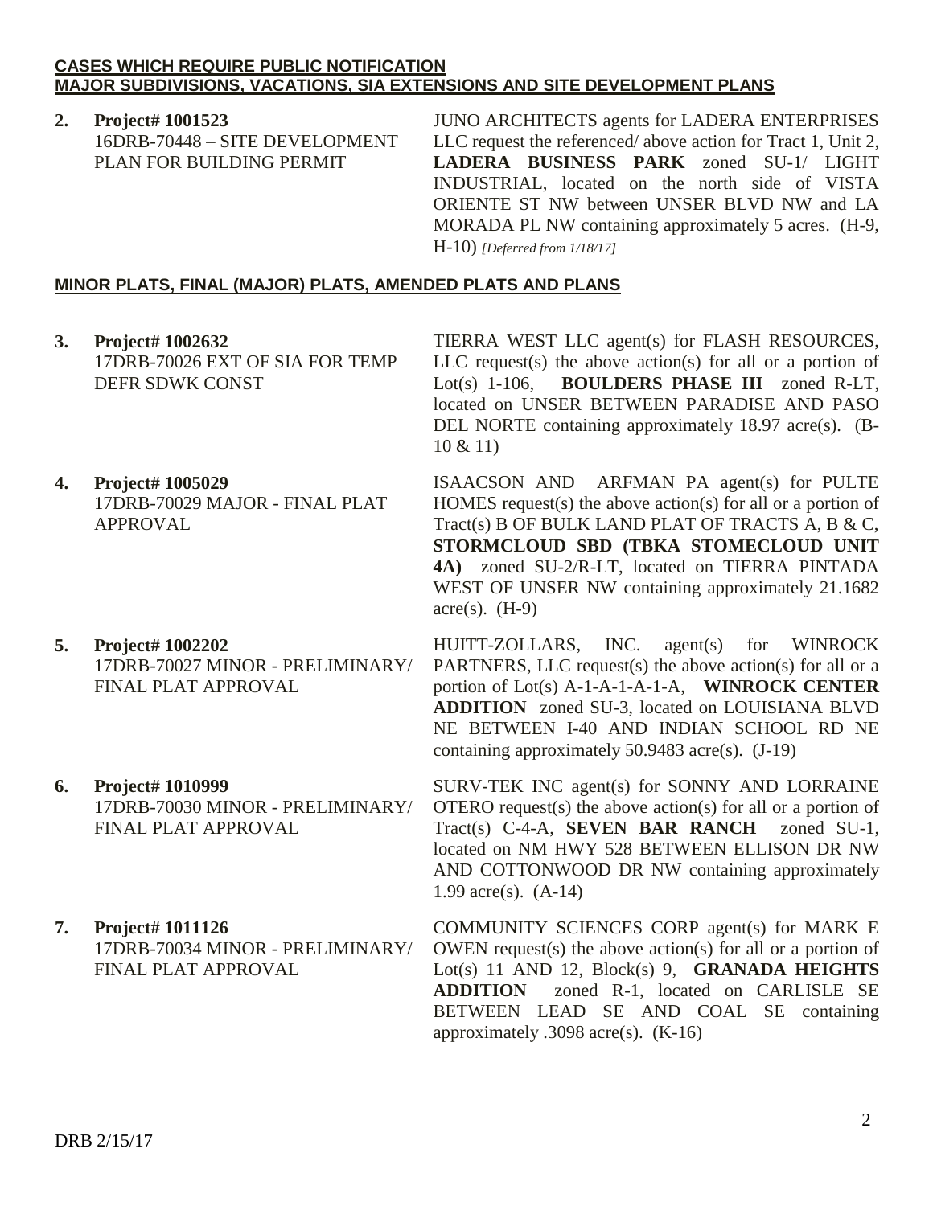**CASES WHICH REQUIRE PUBLIC NOTIFICATION**
**MAJOR SUBDIVISIONS, VACATIONS, SIA EXTENSIONS AND SITE DEVELOPMENT PLANS**

**2. Project# 1001523**
16DRB-70448 – SITE DEVELOPMENT PLAN FOR BUILDING PERMIT

JUNO ARCHITECTS agents for LADERA ENTERPRISES LLC request the referenced/ above action for Tract 1, Unit 2, **LADERA BUSINESS PARK** zoned SU-1/ LIGHT INDUSTRIAL, located on the north side of VISTA ORIENTE ST NW between UNSER BLVD NW and LA MORADA PL NW containing approximately 5 acres. (H-9, H-10) *[Deferred from 1/18/17]*

**MINOR PLATS, FINAL (MAJOR) PLATS, AMENDED PLATS AND PLANS**

**3. Project# 1002632**
17DRB-70026 EXT OF SIA FOR TEMP DEFR SDWK CONST

TIERRA WEST LLC agent(s) for FLASH RESOURCES, LLC request(s) the above action(s) for all or a portion of Lot(s) 1-106, **BOULDERS PHASE III** zoned R-LT, located on UNSER BETWEEN PARADISE AND PASO DEL NORTE containing approximately 18.97 acre(s). (B-10 & 11)

**4. Project# 1005029**
17DRB-70029 MAJOR - FINAL PLAT APPROVAL

ISAACSON AND ARFMAN PA agent(s) for PULTE HOMES request(s) the above action(s) for all or a portion of Tract(s) B OF BULK LAND PLAT OF TRACTS A, B & C, **STORMCLOUD SBD (TBKA STOMECLOUD UNIT 4A)** zoned SU-2/R-LT, located on TIERRA PINTADA WEST OF UNSER NW containing approximately 21.1682 acre(s). (H-9)

**5. Project# 1002202**
17DRB-70027 MINOR - PRELIMINARY/ FINAL PLAT APPROVAL

HUITT-ZOLLARS, INC. agent(s) for WINROCK PARTNERS, LLC request(s) the above action(s) for all or a portion of Lot(s) A-1-A-1-A-1-A, **WINROCK CENTER ADDITION** zoned SU-3, located on LOUISIANA BLVD NE BETWEEN I-40 AND INDIAN SCHOOL RD NE containing approximately 50.9483 acre(s). (J-19)

**6. Project# 1010999**
17DRB-70030 MINOR - PRELIMINARY/ FINAL PLAT APPROVAL

SURV-TEK INC agent(s) for SONNY AND LORRAINE OTERO request(s) the above action(s) for all or a portion of Tract(s) C-4-A, **SEVEN BAR RANCH** zoned SU-1, located on NM HWY 528 BETWEEN ELLISON DR NW AND COTTONWOOD DR NW containing approximately 1.99 acre(s). (A-14)

**7. Project# 1011126**
17DRB-70034 MINOR - PRELIMINARY/ FINAL PLAT APPROVAL

COMMUNITY SCIENCES CORP agent(s) for MARK E OWEN request(s) the above action(s) for all or a portion of Lot(s) 11 AND 12, Block(s) 9, **GRANADA HEIGHTS ADDITION** zoned R-1, located on CARLISLE SE BETWEEN LEAD SE AND COAL SE containing approximately .3098 acre(s). (K-16)

DRB 2/15/17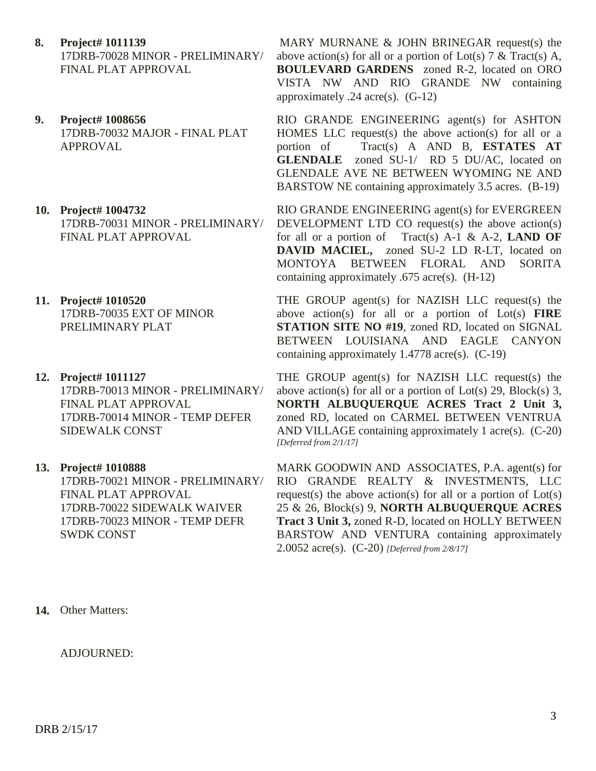**8. Project# 1011139**
17DRB-70028 MINOR - PRELIMINARY/ FINAL PLAT APPROVAL

MARY MURNANE & JOHN BRINEGAR request(s) the above action(s) for all or a portion of Lot(s) 7 & Tract(s) A, **BOULEVARD GARDENS** zoned R-2, located on ORO VISTA NW AND RIO GRANDE NW containing approximately .24 acre(s). (G-12)

**9. Project# 1008656**
17DRB-70032 MAJOR - FINAL PLAT APPROVAL

RIO GRANDE ENGINEERING agent(s) for ASHTON HOMES LLC request(s) the above action(s) for all or a portion of Tract(s) A AND B, **ESTATES AT GLENDALE** zoned SU-1/ RD 5 DU/AC, located on GLENDALE AVE NE BETWEEN WYOMING NE AND BARSTOW NE containing approximately 3.5 acres. (B-19)

**10. Project# 1004732**
17DRB-70031 MINOR - PRELIMINARY/ FINAL PLAT APPROVAL

RIO GRANDE ENGINEERING agent(s) for EVERGREEN DEVELOPMENT LTD CO request(s) the above action(s) for all or a portion of Tract(s) A-1 & A-2, **LAND OF DAVID MACIEL,** zoned SU-2 LD R-LT, located on MONTOYA BETWEEN FLORAL AND SORITA containing approximately .675 acre(s). (H-12)

**11. Project# 1010520**
17DRB-70035 EXT OF MINOR PRELIMINARY PLAT

THE GROUP agent(s) for NAZISH LLC request(s) the above action(s) for all or a portion of Lot(s) **FIRE STATION SITE NO #19**, zoned RD, located on SIGNAL BETWEEN LOUISIANA AND EAGLE CANYON containing approximately 1.4778 acre(s). (C-19)

**12. Project# 1011127**
17DRB-70013 MINOR - PRELIMINARY/ FINAL PLAT APPROVAL
17DRB-70014 MINOR - TEMP DEFER SIDEWALK CONST

THE GROUP agent(s) for NAZISH LLC request(s) the above action(s) for all or a portion of Lot(s) 29, Block(s) 3, **NORTH ALBUQUERQUE ACRES Tract 2 Unit 3,** zoned RD, located on CARMEL BETWEEN VENTRUA AND VILLAGE containing approximately 1 acre(s). (C-20) *[Deferred from 2/1/17]*

**13. Project# 1010888**
17DRB-70021 MINOR - PRELIMINARY/ FINAL PLAT APPROVAL
17DRB-70022 SIDEWALK WAIVER
17DRB-70023 MINOR - TEMP DEFR SWDK CONST

MARK GOODWIN AND ASSOCIATES, P.A. agent(s) for RIO GRANDE REALTY & INVESTMENTS, LLC request(s) the above action(s) for all or a portion of Lot(s) 25 & 26, Block(s) 9, **NORTH ALBUQUERQUE ACRES Tract 3 Unit 3,** zoned R-D, located on HOLLY BETWEEN BARSTOW AND VENTURA containing approximately 2.0052 acre(s). (C-20) *[Deferred from 2/8/17]*

**14.** Other Matters:

ADJOURNED: